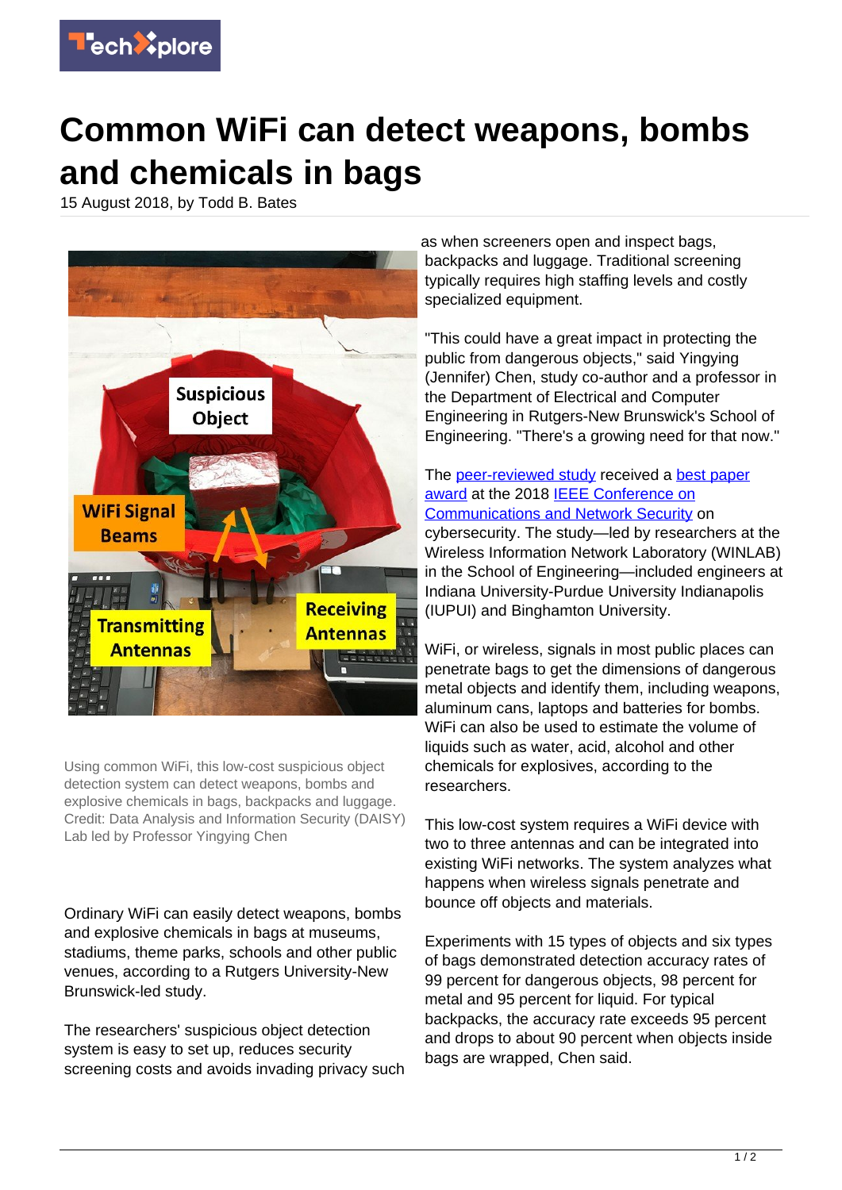# Common WiFi can detect weapons, bombs and chemicals in bags

15 August 2018, by Todd B. Bates

Using common WiFi, this low-cost suspicious object detection system can detect weapons, bombs and explosive chemicals in bags, backpacks and luggage. Credit: Data Analysis and Information Security (DAISY) Lab led by Professor Yingying Chen

Ordinary WiFi can easily detect weapons, bombs and explosive chemicals in bags at museums, stadiums, theme parks, schools and other public venues, according to a Rutgers University-New Brunswick-led study.

The researchers' suspicious object detection system is easy to set up, reduces security screening costs and avoids invading privacy such as when screeners open and inspect bags, backpacks and luggage. Traditional screening typically requires high staffing levels and costly specialized equipment.

"This could have a great impact in protecting the public from dangerous objects," said Yingying (Jennifer) Chen, study co-author and a professor in the Department of Electrical and Computer Engineering in Rutgers-New Brunswick's School of Engineering. "There's a growing need for that now."

The peer-reviewed study received a best paper award at the 2018 IEEE Conference on Communications and Network Security on cybersecurity. The study—led by researchers at the Wireless Information Network Laboratory (WINLAB) in the School of Engineering—included engineers at Indiana University-Purdue University Indianapolis (IUPUI) and Binghamton University.

WiFi, or wireless, signals in most public places can penetrate bags to get the dimensions of dangerous metal objects and identify them, including weapons, aluminum cans, laptops and batteries for bombs. WiFi can also be used to estimate the volume of liquids such as water, acid, alcohol and other chemicals for explosives, according to the researchers.

This low-cost system requires a WiFi device with two to three antennas and can be integrated into existing WiFi networks. The system analyzes what happens when wireless signals penetrate and bounce off objects and materials.

Experiments with 15 types of objects and six types of bags demonstrated detection accuracy rates of 99 percent for dangerous objects, 98 percent for metal and 95 percent for liquid. For typical backpacks, the accuracy rate exceeds 95 percent and drops to about 90 percent when objects inside bags are wrapped, Chen said.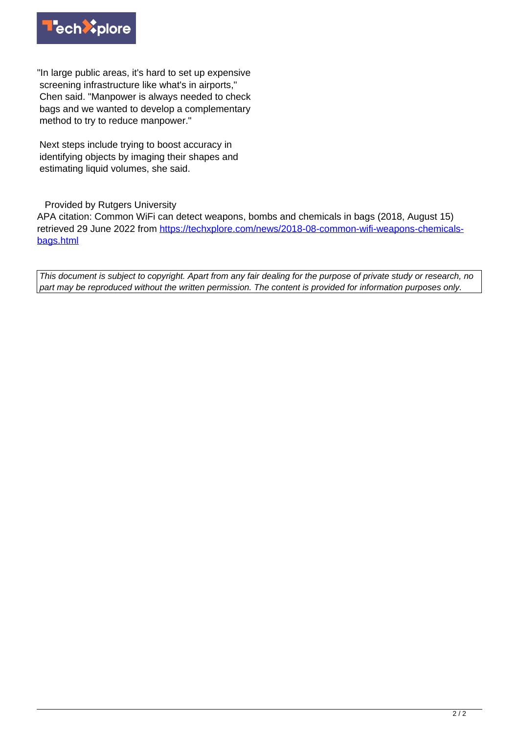"In large public areas, it's hard to set up expensive screening infrastructure like what's in airports," Chen said. "Manpower is always needed to check bags and we wanted to develop a complementary method to try to reduce manpower."

Next steps include trying to boost accuracy in identifying objects by imaging their shapes and estimating liquid volumes, she said.

Provided by Rutgers University

APA citation: Common WiFi can detect weapons, bombs and chemicals in bags (2018, August 15) retrieved 29 June 2022 from https://techxplore.com/news/2018-08-common-wifi-weapons-chemicals-bags.html

*This document is subject to copyright. Apart from any fair dealing for the purpose of private study or research, no part may be reproduced without the written permission. The content is provided for information purposes only.*